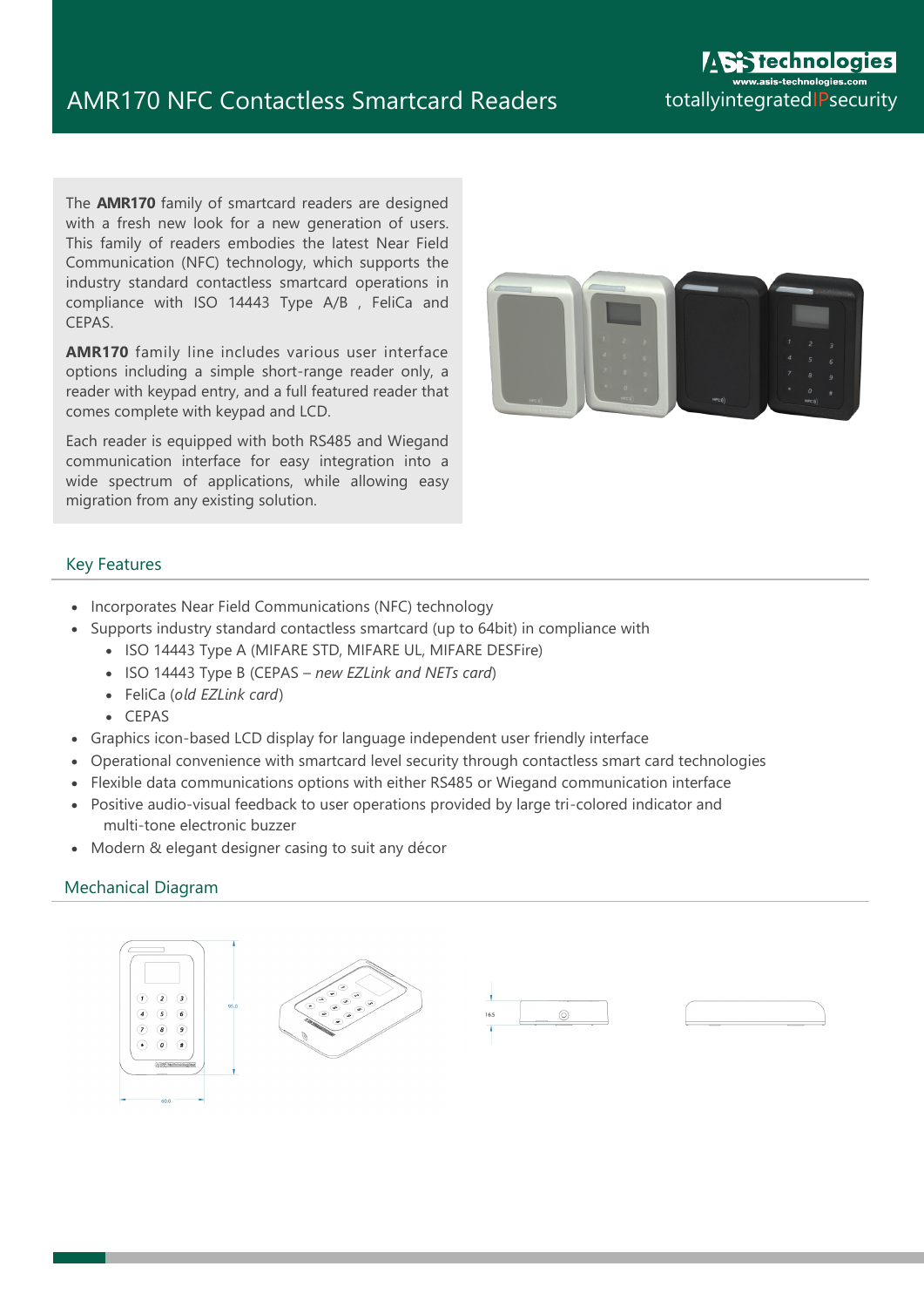# AMR170 NFC Contactless Smartcard Readers

totallyintegratedIPsecurity

The **AMR170** family of smartcard readers are designed with a fresh new look for a new generation of users. This family of readers embodies the latest Near Field Communication (NFC) technology, which supports the industry standard contactless smartcard operations in compliance with ISO 14443 Type A/B , FeliCa and CEPAS.

**AMR170** family line includes various user interface options including a simple short-range reader only, a reader with keypad entry, and a full featured reader that comes complete with keypad and LCD.

Each reader is equipped with both RS485 and Wiegand communication interface for easy integration into a wide spectrum of applications, while allowing easy migration from any existing solution.

## Key Features

- Incorporates Near Field Communications (NFC) technology
- Supports industry standard contactless smartcard (up to 64bit) in compliance with
  - ISO 14443 Type A (MIFARE STD, MIFARE UL, MIFARE DESFire)
  - ISO 14443 Type B (CEPAS – *new EZLink and NETs card*)
  - FeliCa (*old EZLink card*)
  - CEPAS
- Graphics icon-based LCD display for language independent user friendly interface
- Operational convenience with smartcard level security through contactless smart card technologies
- Flexible data communications options with either RS485 or Wiegand communication interface
- Positive audio-visual feedback to user operations provided by large tri-colored indicator and multi-tone electronic buzzer
- Modern & elegant designer casing to suit any décor

## Mechanical Diagram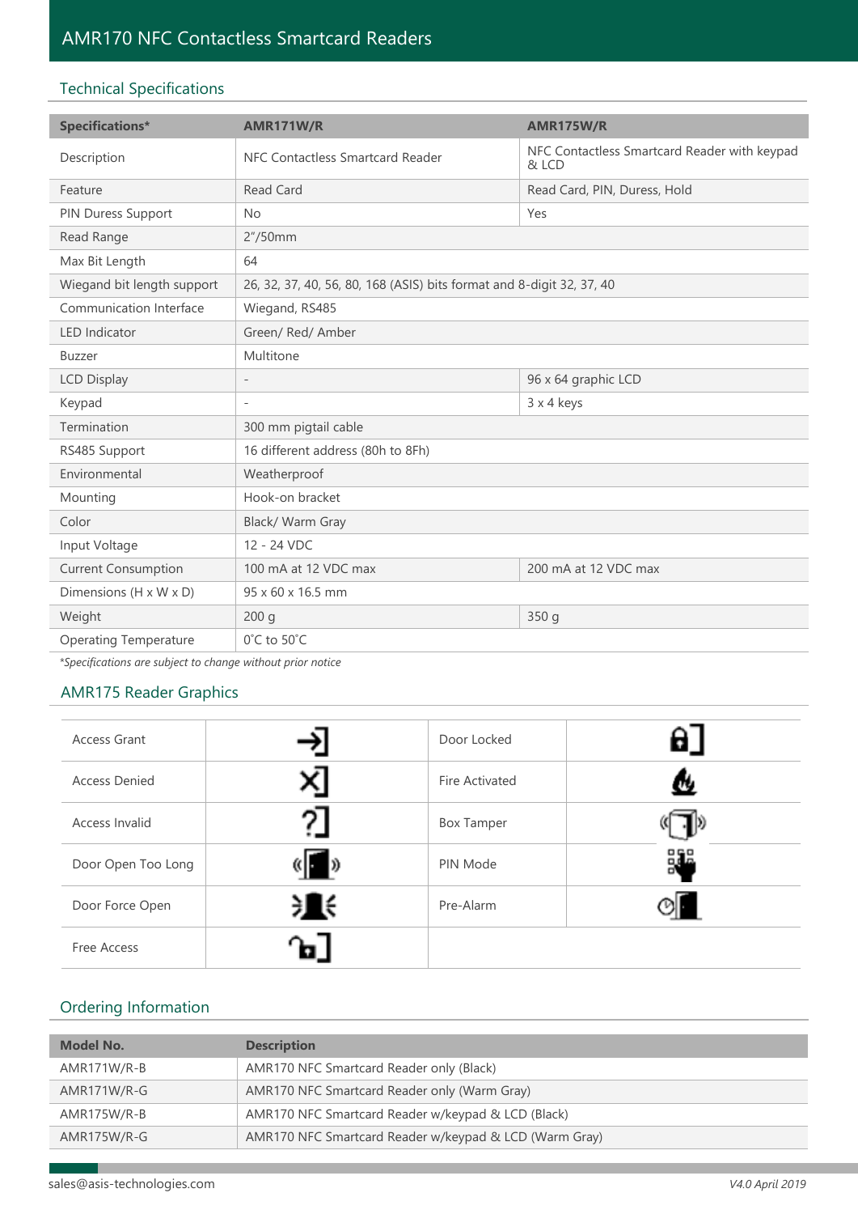# AMR170 NFC Contactless Smartcard Readers

## Technical Specifications

| Specifications* | AMR171W/R | AMR175W/R |
|---|---|---|
| Description | NFC Contactless Smartcard Reader | NFC Contactless Smartcard Reader with keypad & LCD |
| Feature | Read Card | Read Card, PIN, Duress, Hold |
| PIN Duress Support | No | Yes |
| Read Range | 2"/50mm | |
| Max Bit Length | 64 | |
| Wiegand bit length support | 26, 32, 37, 40, 56, 80, 168 (ASIS) bits format and 8-digit 32, 37, 40 | |
| Communication Interface | Wiegand, RS485 | |
| LED Indicator | Green/ Red/ Amber | |
| Buzzer | Multitone | |
| LCD Display | - | 96 x 64 graphic LCD |
| Keypad | - | 3 x 4 keys |
| Termination | 300 mm pigtail cable | |
| RS485 Support | 16 different address (80h to 8Fh) | |
| Environmental | Weatherproof | |
| Mounting | Hook-on bracket | |
| Color | Black/ Warm Gray | |
| Input Voltage | 12 - 24 VDC | |
| Current Consumption | 100 mA at 12 VDC max | 200 mA at 12 VDC max |
| Dimensions (H x W x D) | 95 x 60 x 16.5 mm | |
| Weight | 200 g | 350 g |
| Operating Temperature | 0˚C to 50˚C | |

*Specifications are subject to change without prior notice*

## AMR175 Reader Graphics

| | | | |
|---|---|---|---|
| Access Grant | | Door Locked | |
| Access Denied | | Fire Activated | |
| Access Invalid | | Box Tamper | |
| Door Open Too Long | | PIN Mode | |
| Door Force Open | | Pre-Alarm | |
| Free Access | | | |

## Ordering Information

| Model No. | Description |
|---|---|
| AMR171W/R-B | AMR170 NFC Smartcard Reader only (Black) |
| AMR171W/R-G | AMR170 NFC Smartcard Reader only (Warm Gray) |
| AMR175W/R-B | AMR170 NFC Smartcard Reader w/keypad & LCD (Black) |
| AMR175W/R-G | AMR170 NFC Smartcard Reader w/keypad & LCD (Warm Gray) |

sales@asis-technologies.com

*V4.0 April 2019*